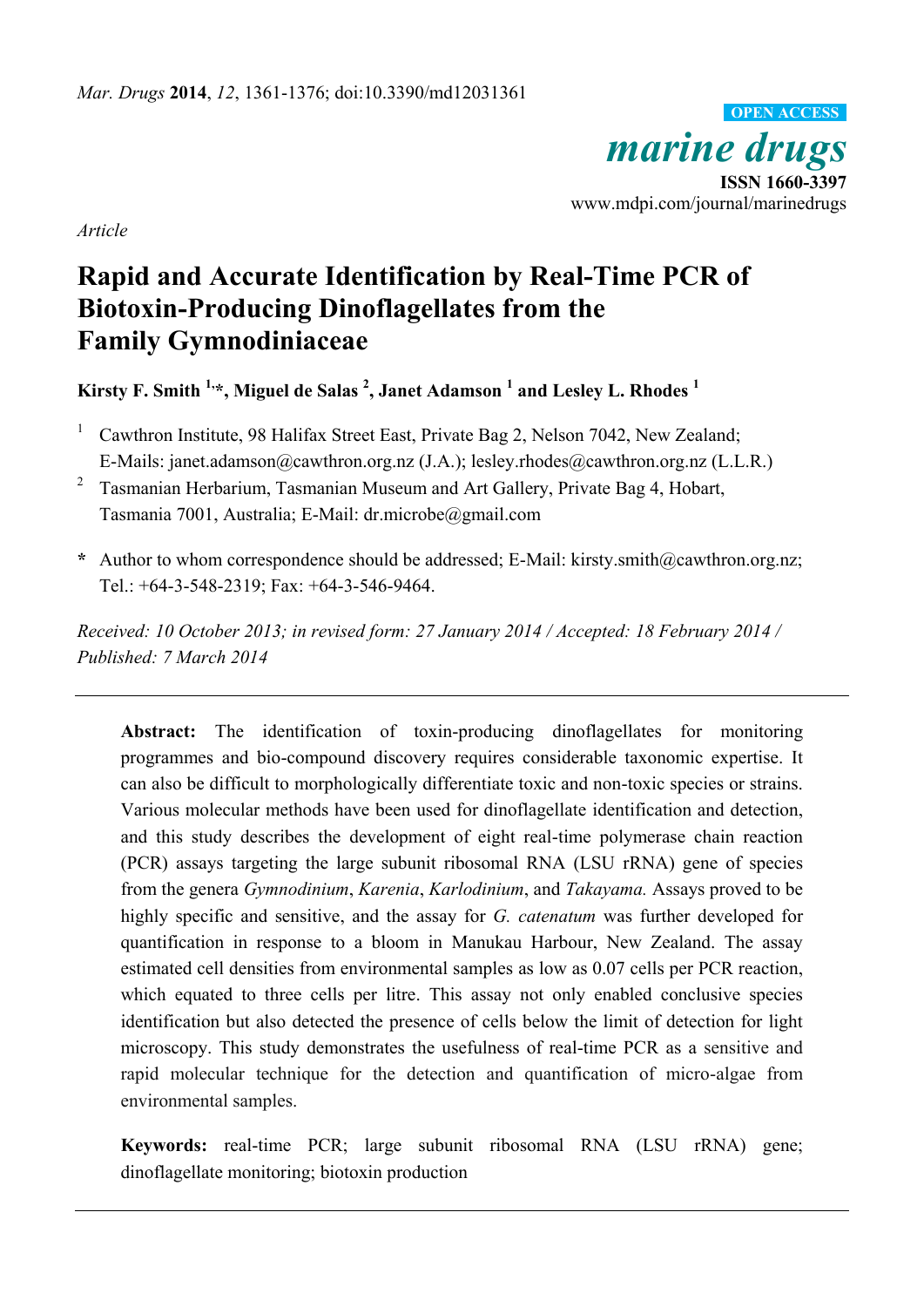*Article*

# Rapid and Accurate Identification by Real-Time PCR of Biotoxin-Producing Dinoflagellates from the Family Gymnodiniaceae

**Kirsty F. Smith [1,*], Miguel de Salas [2], Janet Adamson [1] and Lesley L. Rhodes [1]**

[1] Cawthron Institute, 98 Halifax Street East, Private Bag 2, Nelson 7042, New Zealand; E-Mails: janet.adamson@cawthron.org.nz (J.A.); lesley.rhodes@cawthron.org.nz (L.L.R.)

[2] Tasmanian Herbarium, Tasmanian Museum and Art Gallery, Private Bag 4, Hobart, Tasmania 7001, Australia; E-Mail: dr.microbe@gmail.com

**\*** Author to whom correspondence should be addressed; E-Mail: kirsty.smith@cawthron.org.nz; Tel.: +64-3-548-2319; Fax: +64-3-546-9464.

*Received: 10 October 2013; in revised form: 27 January 2014 / Accepted: 18 February 2014 / Published: 7 March 2014*

---

**Abstract:** The identification of toxin-producing dinoflagellates for monitoring programmes and bio-compound discovery requires considerable taxonomic expertise. It can also be difficult to morphologically differentiate toxic and non-toxic species or strains. Various molecular methods have been used for dinoflagellate identification and detection, and this study describes the development of eight real-time polymerase chain reaction (PCR) assays targeting the large subunit ribosomal RNA (LSU rRNA) gene of species from the genera *Gymnodinium*, *Karenia*, *Karlodinium*, and *Takayama.* Assays proved to be highly specific and sensitive, and the assay for *G. catenatum* was further developed for quantification in response to a bloom in Manukau Harbour, New Zealand. The assay estimated cell densities from environmental samples as low as 0.07 cells per PCR reaction, which equated to three cells per litre. This assay not only enabled conclusive species identification but also detected the presence of cells below the limit of detection for light microscopy. This study demonstrates the usefulness of real-time PCR as a sensitive and rapid molecular technique for the detection and quantification of micro-algae from environmental samples.

**Keywords:** real-time PCR; large subunit ribosomal RNA (LSU rRNA) gene; dinoflagellate monitoring; biotoxin production

---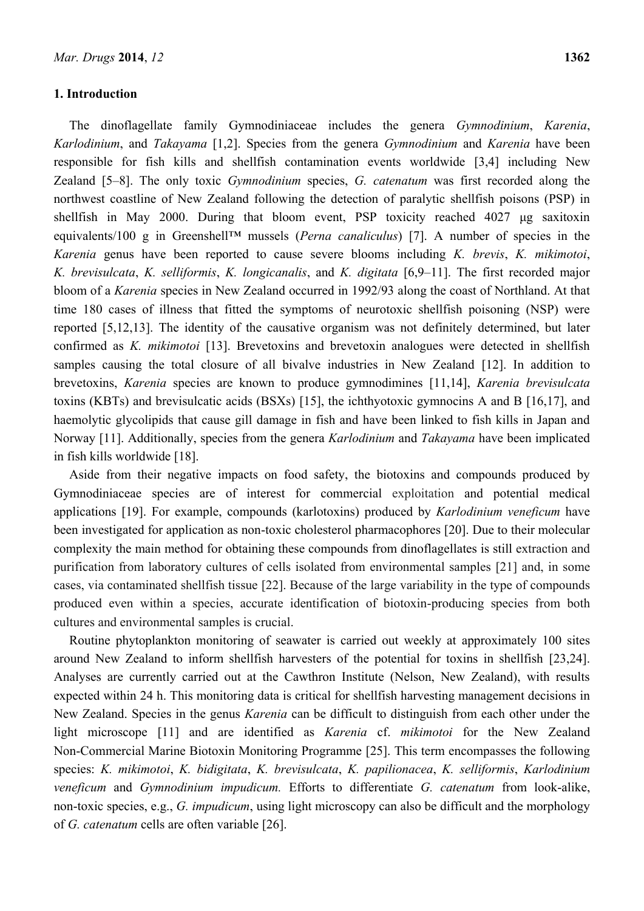## 1. Introduction

The dinoflagellate family Gymnodiniaceae includes the genera *Gymnodinium*, *Karenia*, *Karlodinium*, and *Takayama* [1,2]. Species from the genera *Gymnodinium* and *Karenia* have been responsible for fish kills and shellfish contamination events worldwide [3,4] including New Zealand [5–8]. The only toxic *Gymnodinium* species, *G. catenatum* was first recorded along the northwest coastline of New Zealand following the detection of paralytic shellfish poisons (PSP) in shellfish in May 2000. During that bloom event, PSP toxicity reached 4027 μg saxitoxin equivalents/100 g in Greenshell™ mussels (*Perna canaliculus*) [7]. A number of species in the *Karenia* genus have been reported to cause severe blooms including *K. brevis*, *K. mikimotoi*, *K. brevisulcata*, *K. selliformis*, *K. longicanalis*, and *K. digitata* [6,9–11]. The first recorded major bloom of a *Karenia* species in New Zealand occurred in 1992/93 along the coast of Northland. At that time 180 cases of illness that fitted the symptoms of neurotoxic shellfish poisoning (NSP) were reported [5,12,13]. The identity of the causative organism was not definitely determined, but later confirmed as *K. mikimotoi* [13]. Brevetoxins and brevetoxin analogues were detected in shellfish samples causing the total closure of all bivalve industries in New Zealand [12]. In addition to brevetoxins, *Karenia* species are known to produce gymnodimines [11,14], *Karenia brevisulcata* toxins (KBTs) and brevisulcatic acids (BSXs) [15], the ichthyotoxic gymnocins A and B [16,17], and haemolytic glycolipids that cause gill damage in fish and have been linked to fish kills in Japan and Norway [11]. Additionally, species from the genera *Karlodinium* and *Takayama* have been implicated in fish kills worldwide [18].

Aside from their negative impacts on food safety, the biotoxins and compounds produced by Gymnodiniaceae species are of interest for commercial exploitation and potential medical applications [19]. For example, compounds (karlotoxins) produced by *Karlodinium veneficum* have been investigated for application as non-toxic cholesterol pharmacophores [20]. Due to their molecular complexity the main method for obtaining these compounds from dinoflagellates is still extraction and purification from laboratory cultures of cells isolated from environmental samples [21] and, in some cases, via contaminated shellfish tissue [22]. Because of the large variability in the type of compounds produced even within a species, accurate identification of biotoxin-producing species from both cultures and environmental samples is crucial.

Routine phytoplankton monitoring of seawater is carried out weekly at approximately 100 sites around New Zealand to inform shellfish harvesters of the potential for toxins in shellfish [23,24]. Analyses are currently carried out at the Cawthron Institute (Nelson, New Zealand), with results expected within 24 h. This monitoring data is critical for shellfish harvesting management decisions in New Zealand. Species in the genus *Karenia* can be difficult to distinguish from each other under the light microscope [11] and are identified as *Karenia* cf. *mikimotoi* for the New Zealand Non-Commercial Marine Biotoxin Monitoring Programme [25]. This term encompasses the following species: *K. mikimotoi*, *K. bidigitata*, *K. brevisulcata*, *K. papilionacea*, *K. selliformis*, *Karlodinium veneficum* and *Gymnodinium impudicum.* Efforts to differentiate *G. catenatum* from look-alike, non-toxic species, e.g., *G. impudicum*, using light microscopy can also be difficult and the morphology of *G. catenatum* cells are often variable [26].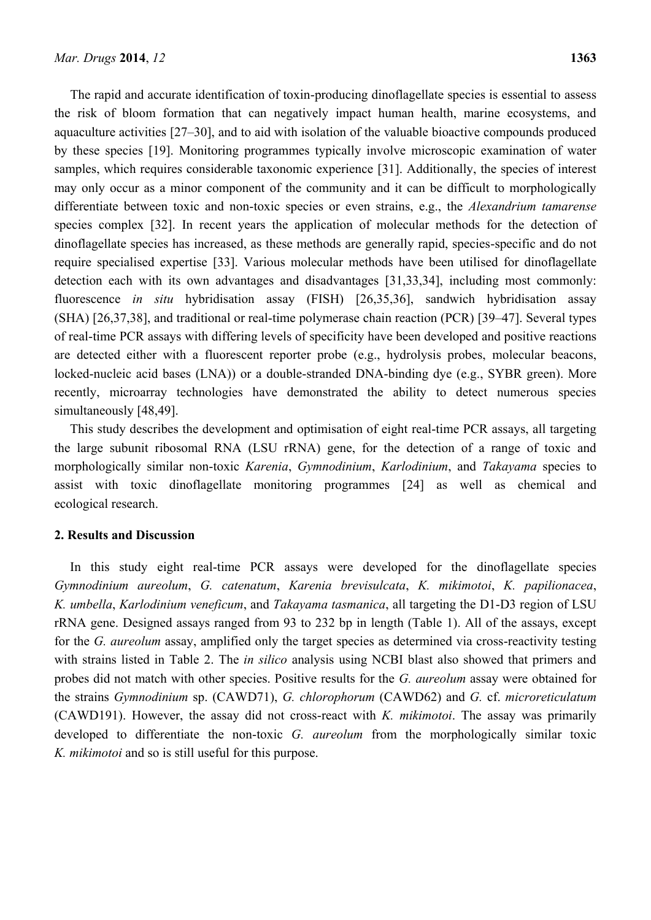The rapid and accurate identification of toxin-producing dinoflagellate species is essential to assess the risk of bloom formation that can negatively impact human health, marine ecosystems, and aquaculture activities [27–30], and to aid with isolation of the valuable bioactive compounds produced by these species [19]. Monitoring programmes typically involve microscopic examination of water samples, which requires considerable taxonomic experience [31]. Additionally, the species of interest may only occur as a minor component of the community and it can be difficult to morphologically differentiate between toxic and non-toxic species or even strains, e.g., the *Alexandrium tamarense* species complex [32]. In recent years the application of molecular methods for the detection of dinoflagellate species has increased, as these methods are generally rapid, species-specific and do not require specialised expertise [33]. Various molecular methods have been utilised for dinoflagellate detection each with its own advantages and disadvantages [31,33,34], including most commonly: fluorescence *in situ* hybridisation assay (FISH) [26,35,36], sandwich hybridisation assay (SHA) [26,37,38], and traditional or real-time polymerase chain reaction (PCR) [39–47]. Several types of real-time PCR assays with differing levels of specificity have been developed and positive reactions are detected either with a fluorescent reporter probe (e.g., hydrolysis probes, molecular beacons, locked-nucleic acid bases (LNA)) or a double-stranded DNA-binding dye (e.g., SYBR green). More recently, microarray technologies have demonstrated the ability to detect numerous species simultaneously [48,49].

This study describes the development and optimisation of eight real-time PCR assays, all targeting the large subunit ribosomal RNA (LSU rRNA) gene, for the detection of a range of toxic and morphologically similar non-toxic *Karenia*, *Gymnodinium*, *Karlodinium*, and *Takayama* species to assist with toxic dinoflagellate monitoring programmes [24] as well as chemical and ecological research.

## 2. Results and Discussion

In this study eight real-time PCR assays were developed for the dinoflagellate species *Gymnodinium aureolum*, *G. catenatum*, *Karenia brevisulcata*, *K. mikimotoi*, *K. papilionacea*, *K. umbella*, *Karlodinium veneficum*, and *Takayama tasmanica*, all targeting the D1-D3 region of LSU rRNA gene. Designed assays ranged from 93 to 232 bp in length (Table 1). All of the assays, except for the *G. aureolum* assay, amplified only the target species as determined via cross-reactivity testing with strains listed in Table 2. The *in silico* analysis using NCBI blast also showed that primers and probes did not match with other species. Positive results for the *G. aureolum* assay were obtained for the strains *Gymnodinium* sp. (CAWD71), *G. chlorophorum* (CAWD62) and *G.* cf. *microreticulatum* (CAWD191). However, the assay did not cross-react with *K. mikimotoi*. The assay was primarily developed to differentiate the non-toxic *G. aureolum* from the morphologically similar toxic *K. mikimotoi* and so is still useful for this purpose.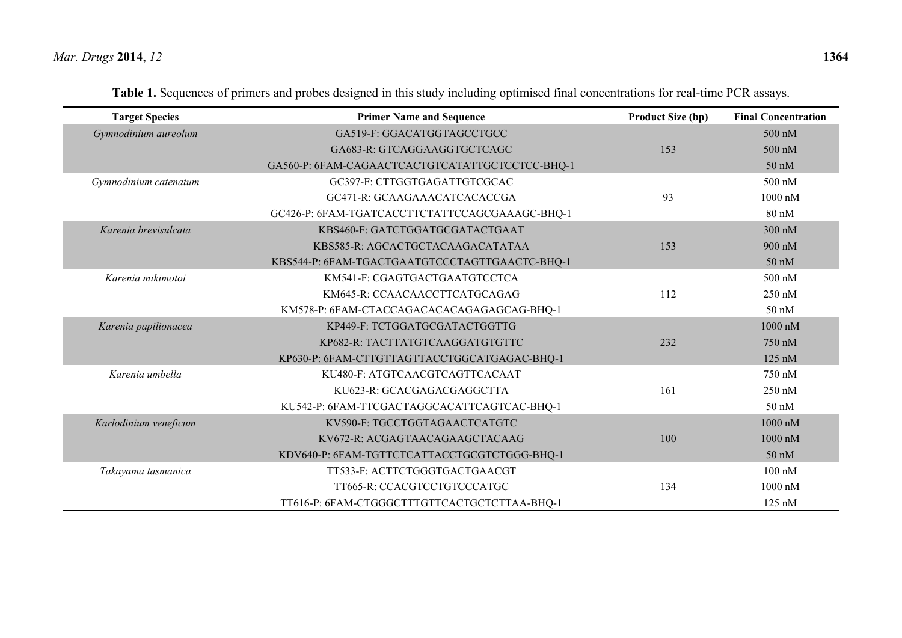**Table 1.** Sequences of primers and probes designed in this study including optimised final concentrations for real-time PCR assays.

| Target Species | Primer Name and Sequence | Product Size (bp) | Final Concentration |
|---|---|---|---|
| *Gymnodinium aureolum* | GA519-F: GGACATGGTAGCCTGCC | | 500 nM |
| | GA683-R: GTCAGGAAGGTGCTCAGC | 153 | 500 nM |
| | GA560-P: 6FAM-CAGAACTCACTGTCATATTGCTCCTCC-BHQ-1 | | 50 nM |
| *Gymnodinium catenatum* | GC397-F: CTTGGTGAGATTGTCGCAC | | 500 nM |
| | GC471-R: GCAAGAAACATCACACCGA | 93 | 1000 nM |
| | GC426-P: 6FAM-TGATCACCTTCTATTCCAGCGAAAGC-BHQ-1 | | 80 nM |
| *Karenia brevisulcata* | KBS460-F: GATCTGGATGCGATACTGAAT | | 300 nM |
| | KBS585-R: AGCACTGCTACAAGACATATAA | 153 | 900 nM |
| | KBS544-P: 6FAM-TGACTGAATGTCCCTAGTTGAACTC-BHQ-1 | | 50 nM |
| *Karenia mikimotoi* | KM541-F: CGAGTGACTGAATGTCCTCA | | 500 nM |
| | KM645-R: CCAACAACCTTCATGCAGAG | 112 | 250 nM |
| | KM578-P: 6FAM-CTACCAGACACACAGAGAGCAG-BHQ-1 | | 50 nM |
| *Karenia papilionacea* | KP449-F: TCTGGATGCGATACTGGTTG | | 1000 nM |
| | KP682-R: TACTTATGTCAAGGATGTGTTC | 232 | 750 nM |
| | KP630-P: 6FAM-CTTGTTAGTTACCTGGCATGAGAC-BHQ-1 | | 125 nM |
| *Karenia umbella* | KU480-F: ATGTCAACGTCAGTTCACAAT | | 750 nM |
| | KU623-R: GCACGAGACGAGGCTTA | 161 | 250 nM |
| | KU542-P: 6FAM-TTCGACTAGGCACATTCAGTCAC-BHQ-1 | | 50 nM |
| *Karlodinium veneficum* | KV590-F: TGCCTGGTAGAACTCATGTC | | 1000 nM |
| | KV672-R: ACGAGTAACAGAAGCTACAAG | 100 | 1000 nM |
| | KDV640-P: 6FAM-TGTTCTCATTACCTGCGTCTGGG-BHQ-1 | | 50 nM |
| *Takayama tasmanica* | TT533-F: ACTTCTGGGTGACTGAACGT | | 100 nM |
| | TT665-R: CCACGTCCTGTCCCATGC | 134 | 1000 nM |
| | TT616-P: 6FAM-CTGGGCTTTGTTCACTGCTCTTAA-BHQ-1 | | 125 nM |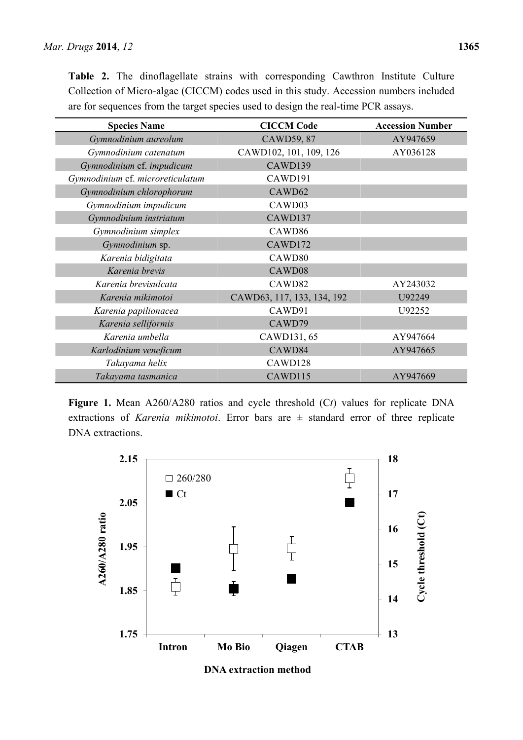**Table 2.** The dinoflagellate strains with corresponding Cawthron Institute Culture Collection of Micro-algae (CICCM) codes used in this study. Accession numbers included are for sequences from the target species used to design the real-time PCR assays.

| Species Name | CICCM Code | Accession Number |
|---|---|---|
| *Gymnodinium aureolum* | CAWD59, 87 | AY947659 |
| *Gymnodinium catenatum* | CAWD102, 101, 109, 126 | AY036128 |
| *Gymnodinium* cf. *impudicum* | CAWD139 | |
| *Gymnodinium* cf. *microreticulatum* | CAWD191 | |
| *Gymnodinium chlorophorum* | CAWD62 | |
| *Gymnodinium impudicum* | CAWD03 | |
| *Gymnodinium instriatum* | CAWD137 | |
| *Gymnodinium simplex* | CAWD86 | |
| *Gymnodinium* sp. | CAWD172 | |
| *Karenia bidigitata* | CAWD80 | |
| *Karenia brevis* | CAWD08 | |
| *Karenia brevisulcata* | CAWD82 | AY243032 |
| *Karenia mikimotoi* | CAWD63, 117, 133, 134, 192 | U92249 |
| *Karenia papilionacea* | CAWD91 | U92252 |
| *Karenia selliformis* | CAWD79 | |
| *Karenia umbella* | CAWD131, 65 | AY947664 |
| *Karlodinium veneficum* | CAWD84 | AY947665 |
| *Takayama helix* | CAWD128 | |
| *Takayama tasmanica* | CAWD115 | AY947669 |

**Figure 1.** Mean A260/A280 ratios and cycle threshold (C*t*) values for replicate DNA extractions of *Karenia mikimotoi*. Error bars are ± standard error of three replicate DNA extractions.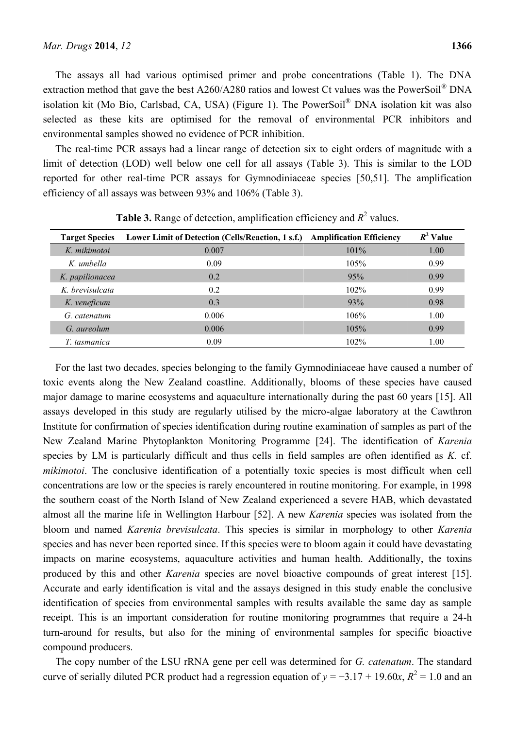The assays all had various optimised primer and probe concentrations (Table 1). The DNA extraction method that gave the best A260/A280 ratios and lowest Ct values was the PowerSoil® DNA isolation kit (Mo Bio, Carlsbad, CA, USA) (Figure 1). The PowerSoil® DNA isolation kit was also selected as these kits are optimised for the removal of environmental PCR inhibitors and environmental samples showed no evidence of PCR inhibition.

The real-time PCR assays had a linear range of detection six to eight orders of magnitude with a limit of detection (LOD) well below one cell for all assays (Table 3). This is similar to the LOD reported for other real-time PCR assays for Gymnodiniaceae species [50,51]. The amplification efficiency of all assays was between 93% and 106% (Table 3).

**Table 3.** Range of detection, amplification efficiency and $R^2$ values.

| Target Species | Lower Limit of Detection (Cells/Reaction, 1 s.f.) | Amplification Efficiency | $R^2$ Value |
|---|---|---|---|
| *K. mikimotoi* | 0.007 | 101% | 1.00 |
| *K. umbella* | 0.09 | 105% | 0.99 |
| *K. papilionacea* | 0.2 | 95% | 0.99 |
| *K. brevisulcata* | 0.2 | 102% | 0.99 |
| *K. veneficum* | 0.3 | 93% | 0.98 |
| *G. catenatum* | 0.006 | 106% | 1.00 |
| *G. aureolum* | 0.006 | 105% | 0.99 |
| *T. tasmanica* | 0.09 | 102% | 1.00 |

For the last two decades, species belonging to the family Gymnodiniaceae have caused a number of toxic events along the New Zealand coastline. Additionally, blooms of these species have caused major damage to marine ecosystems and aquaculture internationally during the past 60 years [15]. All assays developed in this study are regularly utilised by the micro-algae laboratory at the Cawthron Institute for confirmation of species identification during routine examination of samples as part of the New Zealand Marine Phytoplankton Monitoring Programme [24]. The identification of *Karenia* species by LM is particularly difficult and thus cells in field samples are often identified as *K.* cf. *mikimotoi*. The conclusive identification of a potentially toxic species is most difficult when cell concentrations are low or the species is rarely encountered in routine monitoring. For example, in 1998 the southern coast of the North Island of New Zealand experienced a severe HAB, which devastated almost all the marine life in Wellington Harbour [52]. A new *Karenia* species was isolated from the bloom and named *Karenia brevisulcata*. This species is similar in morphology to other *Karenia* species and has never been reported since. If this species were to bloom again it could have devastating impacts on marine ecosystems, aquaculture activities and human health. Additionally, the toxins produced by this and other *Karenia* species are novel bioactive compounds of great interest [15]. Accurate and early identification is vital and the assays designed in this study enable the conclusive identification of species from environmental samples with results available the same day as sample receipt. This is an important consideration for routine monitoring programmes that require a 24-h turn-around for results, but also for the mining of environmental samples for specific bioactive compound producers.

The copy number of the LSU rRNA gene per cell was determined for *G. catenatum*. The standard curve of serially diluted PCR product had a regression equation of $y = -3.17 + 19.60x$, $R^2 = 1.0$ and an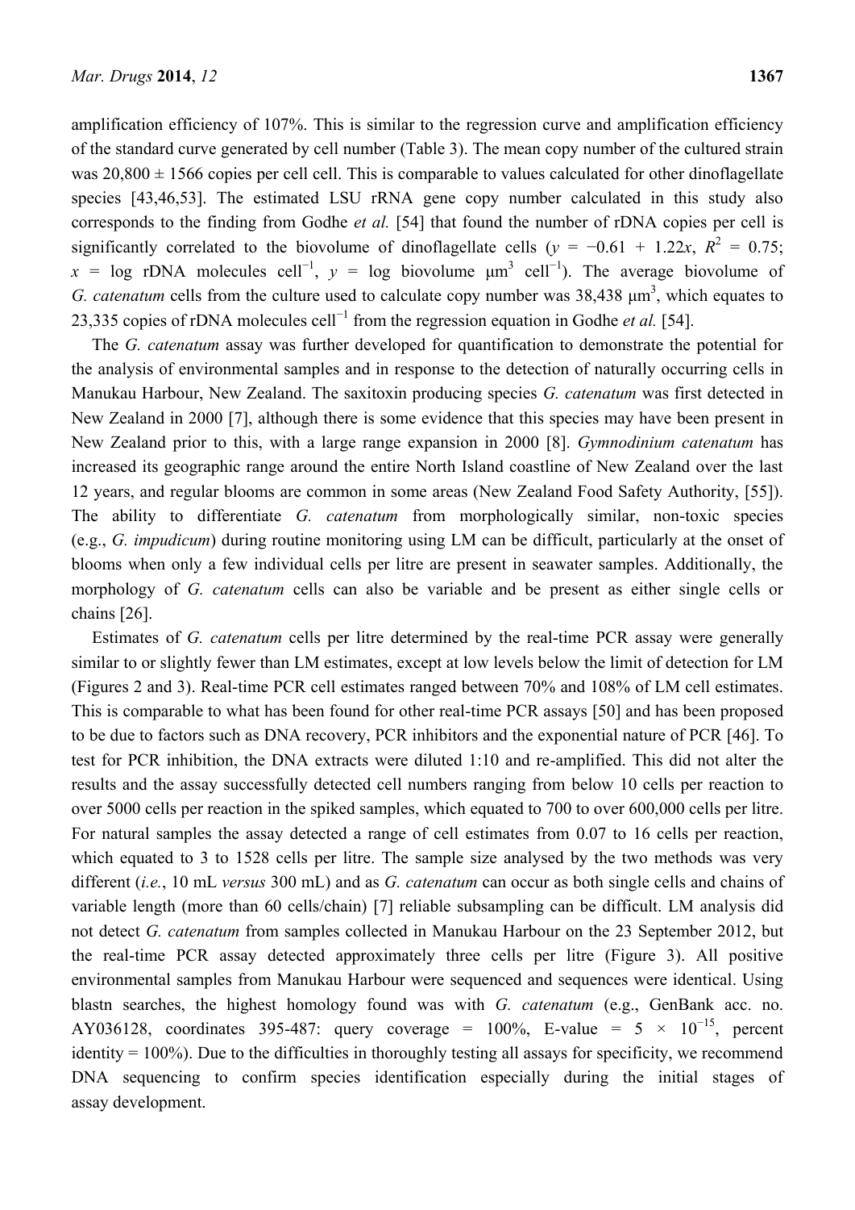amplification efficiency of 107%. This is similar to the regression curve and amplification efficiency of the standard curve generated by cell number (Table 3). The mean copy number of the cultured strain was 20,800 ± 1566 copies per cell cell. This is comparable to values calculated for other dinoflagellate species [43,46,53]. The estimated LSU rRNA gene copy number calculated in this study also corresponds to the finding from Godhe *et al.* [54] that found the number of rDNA copies per cell is significantly correlated to the biovolume of dinoflagellate cells ($y = -0.61 + 1.22x$, $R^2 = 0.75$; $x$ = log rDNA molecules cell$^{-1}$, $y$ = log biovolume μm$^3$ cell$^{-1}$). The average biovolume of *G. catenatum* cells from the culture used to calculate copy number was 38,438 μm$^3$, which equates to 23,335 copies of rDNA molecules cell$^{-1}$ from the regression equation in Godhe *et al.* [54].

The *G. catenatum* assay was further developed for quantification to demonstrate the potential for the analysis of environmental samples and in response to the detection of naturally occurring cells in Manukau Harbour, New Zealand. The saxitoxin producing species *G. catenatum* was first detected in New Zealand in 2000 [7], although there is some evidence that this species may have been present in New Zealand prior to this, with a large range expansion in 2000 [8]. *Gymnodinium catenatum* has increased its geographic range around the entire North Island coastline of New Zealand over the last 12 years, and regular blooms are common in some areas (New Zealand Food Safety Authority, [55]). The ability to differentiate *G. catenatum* from morphologically similar, non-toxic species (e.g., *G. impudicum*) during routine monitoring using LM can be difficult, particularly at the onset of blooms when only a few individual cells per litre are present in seawater samples. Additionally, the morphology of *G. catenatum* cells can also be variable and be present as either single cells or chains [26].

Estimates of *G. catenatum* cells per litre determined by the real-time PCR assay were generally similar to or slightly fewer than LM estimates, except at low levels below the limit of detection for LM (Figures 2 and 3). Real-time PCR cell estimates ranged between 70% and 108% of LM cell estimates. This is comparable to what has been found for other real-time PCR assays [50] and has been proposed to be due to factors such as DNA recovery, PCR inhibitors and the exponential nature of PCR [46]. To test for PCR inhibition, the DNA extracts were diluted 1:10 and re-amplified. This did not alter the results and the assay successfully detected cell numbers ranging from below 10 cells per reaction to over 5000 cells per reaction in the spiked samples, which equated to 700 to over 600,000 cells per litre. For natural samples the assay detected a range of cell estimates from 0.07 to 16 cells per reaction, which equated to 3 to 1528 cells per litre. The sample size analysed by the two methods was very different (*i.e.*, 10 mL *versus* 300 mL) and as *G. catenatum* can occur as both single cells and chains of variable length (more than 60 cells/chain) [7] reliable subsampling can be difficult. LM analysis did not detect *G. catenatum* from samples collected in Manukau Harbour on the 23 September 2012, but the real-time PCR assay detected approximately three cells per litre (Figure 3). All positive environmental samples from Manukau Harbour were sequenced and sequences were identical. Using blastn searches, the highest homology found was with *G. catenatum* (e.g., GenBank acc. no. AY036128, coordinates 395-487: query coverage = 100%, E-value = $5 \times 10^{-15}$, percent identity = 100%). Due to the difficulties in thoroughly testing all assays for specificity, we recommend DNA sequencing to confirm species identification especially during the initial stages of assay development.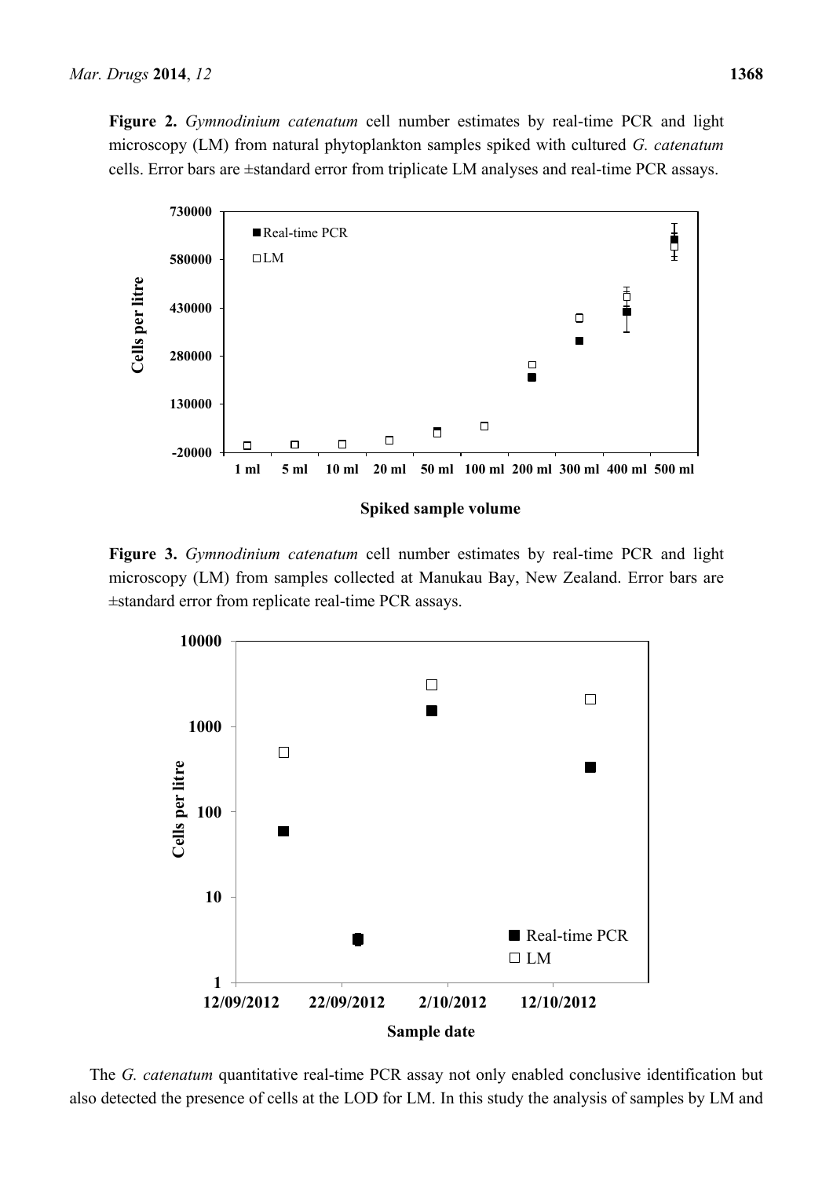**Figure 2.** *Gymnodinium catenatum* cell number estimates by real-time PCR and light microscopy (LM) from natural phytoplankton samples spiked with cultured *G. catenatum* cells. Error bars are ±standard error from triplicate LM analyses and real-time PCR assays.

**Figure 3.** *Gymnodinium catenatum* cell number estimates by real-time PCR and light microscopy (LM) from samples collected at Manukau Bay, New Zealand. Error bars are ±standard error from replicate real-time PCR assays.

The *G. catenatum* quantitative real-time PCR assay not only enabled conclusive identification but also detected the presence of cells at the LOD for LM. In this study the analysis of samples by LM and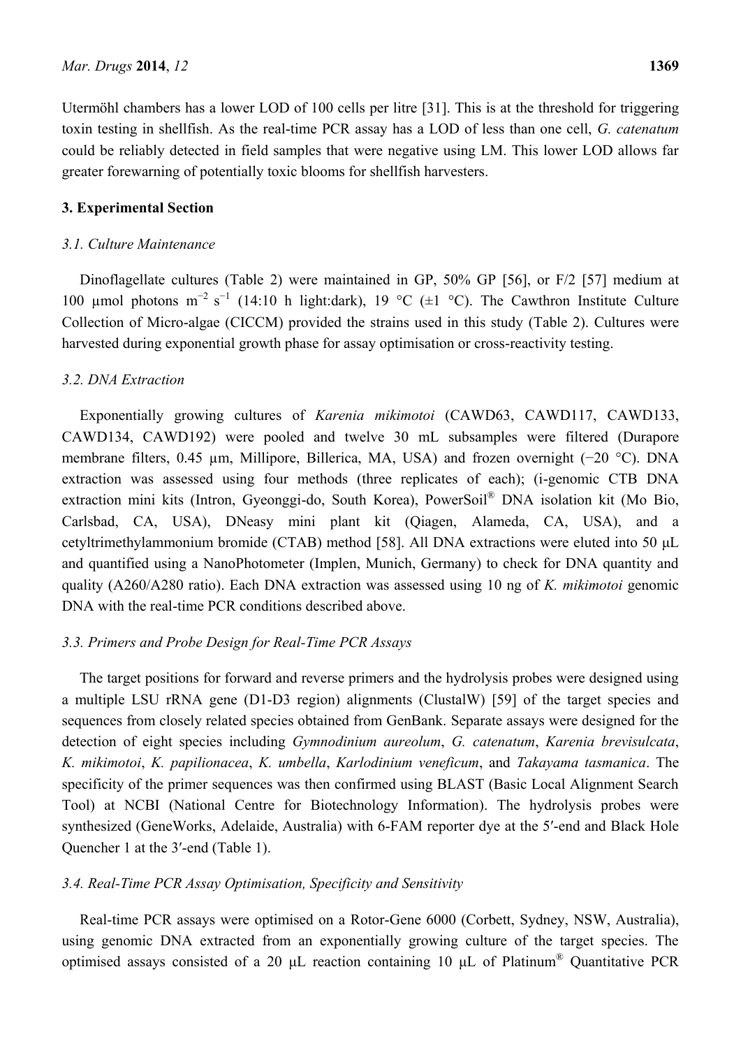Utermöhl chambers has a lower LOD of 100 cells per litre [31]. This is at the threshold for triggering toxin testing in shellfish. As the real-time PCR assay has a LOD of less than one cell, *G. catenatum* could be reliably detected in field samples that were negative using LM. This lower LOD allows far greater forewarning of potentially toxic blooms for shellfish harvesters.

## 3. Experimental Section

### 3.1. Culture Maintenance

Dinoflagellate cultures (Table 2) were maintained in GP, 50% GP [56], or F/2 [57] medium at 100 μmol photons $m^{-2}$ $s^{-1}$ (14:10 h light:dark), 19 °C (±1 °C). The Cawthron Institute Culture Collection of Micro-algae (CICCM) provided the strains used in this study (Table 2). Cultures were harvested during exponential growth phase for assay optimisation or cross-reactivity testing.

### 3.2. DNA Extraction

Exponentially growing cultures of *Karenia mikimotoi* (CAWD63, CAWD117, CAWD133, CAWD134, CAWD192) were pooled and twelve 30 mL subsamples were filtered (Durapore membrane filters, 0.45 μm, Millipore, Billerica, MA, USA) and frozen overnight (−20 °C). DNA extraction was assessed using four methods (three replicates of each); (i-genomic CTB DNA extraction mini kits (Intron, Gyeonggi-do, South Korea), PowerSoil® DNA isolation kit (Mo Bio, Carlsbad, CA, USA), DNeasy mini plant kit (Qiagen, Alameda, CA, USA), and a cetyltrimethylammonium bromide (CTAB) method [58]. All DNA extractions were eluted into 50 μL and quantified using a NanoPhotometer (Implen, Munich, Germany) to check for DNA quantity and quality (A260/A280 ratio). Each DNA extraction was assessed using 10 ng of *K. mikimotoi* genomic DNA with the real-time PCR conditions described above.

### 3.3. Primers and Probe Design for Real-Time PCR Assays

The target positions for forward and reverse primers and the hydrolysis probes were designed using a multiple LSU rRNA gene (D1-D3 region) alignments (ClustalW) [59] of the target species and sequences from closely related species obtained from GenBank. Separate assays were designed for the detection of eight species including *Gymnodinium aureolum*, *G. catenatum*, *Karenia brevisulcata*, *K. mikimotoi*, *K. papilionacea*, *K. umbella*, *Karlodinium veneficum*, and *Takayama tasmanica*. The specificity of the primer sequences was then confirmed using BLAST (Basic Local Alignment Search Tool) at NCBI (National Centre for Biotechnology Information). The hydrolysis probes were synthesized (GeneWorks, Adelaide, Australia) with 6-FAM reporter dye at the 5′-end and Black Hole Quencher 1 at the 3′-end (Table 1).

### 3.4. Real-Time PCR Assay Optimisation, Specificity and Sensitivity

Real-time PCR assays were optimised on a Rotor-Gene 6000 (Corbett, Sydney, NSW, Australia), using genomic DNA extracted from an exponentially growing culture of the target species. The optimised assays consisted of a 20 μL reaction containing 10 μL of Platinum® Quantitative PCR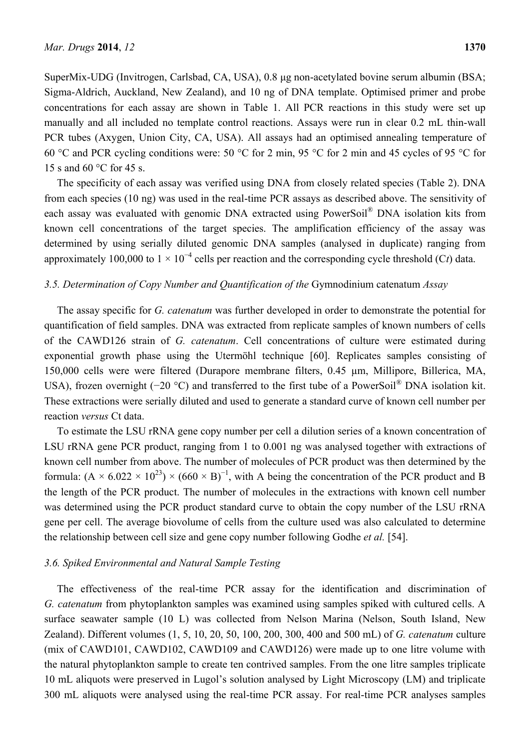SuperMix-UDG (Invitrogen, Carlsbad, CA, USA), 0.8 μg non-acetylated bovine serum albumin (BSA; Sigma-Aldrich, Auckland, New Zealand), and 10 ng of DNA template. Optimised primer and probe concentrations for each assay are shown in Table 1. All PCR reactions in this study were set up manually and all included no template control reactions. Assays were run in clear 0.2 mL thin-wall PCR tubes (Axygen, Union City, CA, USA). All assays had an optimised annealing temperature of 60 °C and PCR cycling conditions were: 50 °C for 2 min, 95 °C for 2 min and 45 cycles of 95 °C for 15 s and 60 °C for 45 s.

The specificity of each assay was verified using DNA from closely related species (Table 2). DNA from each species (10 ng) was used in the real-time PCR assays as described above. The sensitivity of each assay was evaluated with genomic DNA extracted using PowerSoil® DNA isolation kits from known cell concentrations of the target species. The amplification efficiency of the assay was determined by using serially diluted genomic DNA samples (analysed in duplicate) ranging from approximately 100,000 to $1 \times 10^{-4}$ cells per reaction and the corresponding cycle threshold (C*t*) data.

### 3.5. Determination of Copy Number and Quantification of the *Gymnodinium catenatum* Assay

The assay specific for *G. catenatum* was further developed in order to demonstrate the potential for quantification of field samples. DNA was extracted from replicate samples of known numbers of cells of the CAWD126 strain of *G. catenatum*. Cell concentrations of culture were estimated during exponential growth phase using the Utermöhl technique [60]. Replicates samples consisting of 150,000 cells were were filtered (Durapore membrane filters, 0.45 μm, Millipore, Billerica, MA, USA), frozen overnight (−20 °C) and transferred to the first tube of a PowerSoil® DNA isolation kit. These extractions were serially diluted and used to generate a standard curve of known cell number per reaction *versus* Ct data.

To estimate the LSU rRNA gene copy number per cell a dilution series of a known concentration of LSU rRNA gene PCR product, ranging from 1 to 0.001 ng was analysed together with extractions of known cell number from above. The number of molecules of PCR product was then determined by the formula: $(A \times 6.022 \times 10^{23}) \times (660 \times B)^{-1}$, with A being the concentration of the PCR product and B the length of the PCR product. The number of molecules in the extractions with known cell number was determined using the PCR product standard curve to obtain the copy number of the LSU rRNA gene per cell. The average biovolume of cells from the culture used was also calculated to determine the relationship between cell size and gene copy number following Godhe *et al.* [54].

### 3.6. Spiked Environmental and Natural Sample Testing

The effectiveness of the real-time PCR assay for the identification and discrimination of *G. catenatum* from phytoplankton samples was examined using samples spiked with cultured cells. A surface seawater sample (10 L) was collected from Nelson Marina (Nelson, South Island, New Zealand). Different volumes (1, 5, 10, 20, 50, 100, 200, 300, 400 and 500 mL) of *G. catenatum* culture (mix of CAWD101, CAWD102, CAWD109 and CAWD126) were made up to one litre volume with the natural phytoplankton sample to create ten contrived samples. From the one litre samples triplicate 10 mL aliquots were preserved in Lugol's solution analysed by Light Microscopy (LM) and triplicate 300 mL aliquots were analysed using the real-time PCR assay. For real-time PCR analyses samples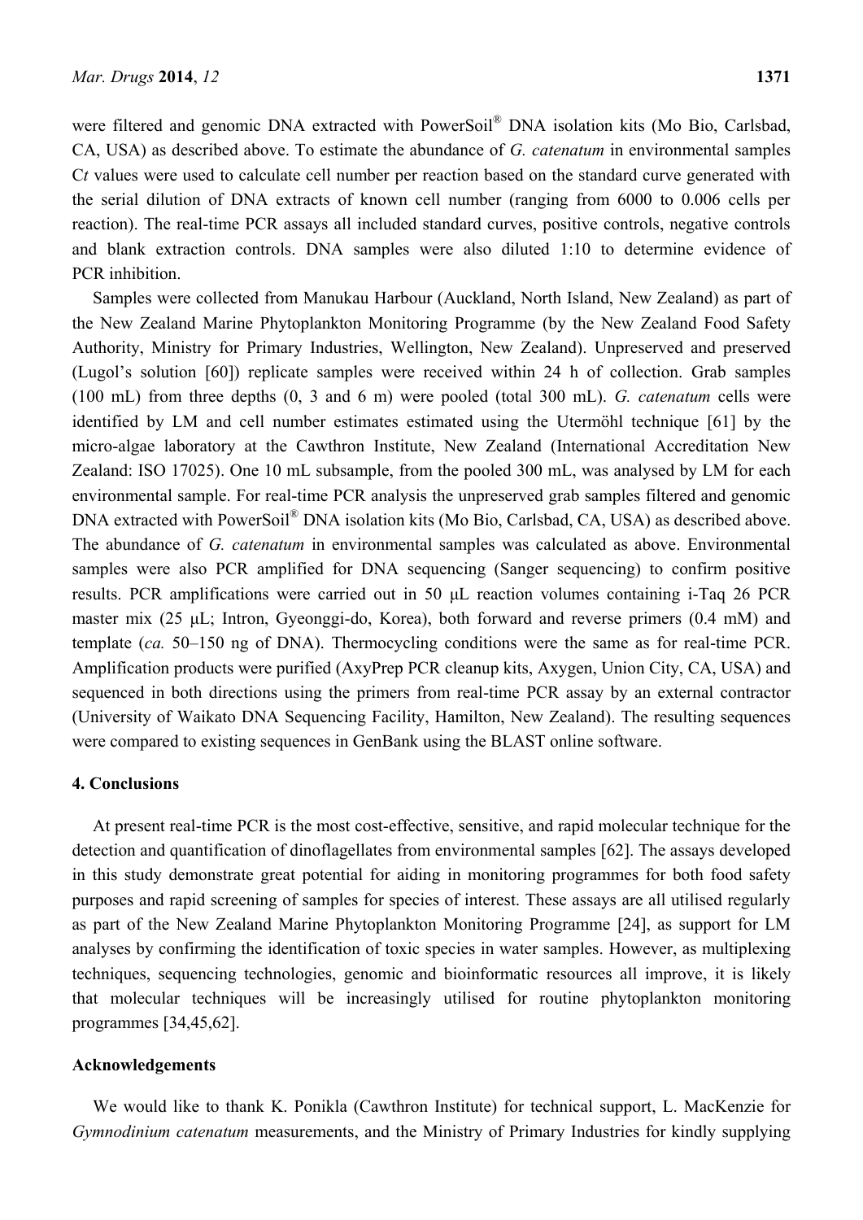were filtered and genomic DNA extracted with PowerSoil® DNA isolation kits (Mo Bio, Carlsbad, CA, USA) as described above. To estimate the abundance of *G. catenatum* in environmental samples C*t* values were used to calculate cell number per reaction based on the standard curve generated with the serial dilution of DNA extracts of known cell number (ranging from 6000 to 0.006 cells per reaction). The real-time PCR assays all included standard curves, positive controls, negative controls and blank extraction controls. DNA samples were also diluted 1:10 to determine evidence of PCR inhibition.

Samples were collected from Manukau Harbour (Auckland, North Island, New Zealand) as part of the New Zealand Marine Phytoplankton Monitoring Programme (by the New Zealand Food Safety Authority, Ministry for Primary Industries, Wellington, New Zealand). Unpreserved and preserved (Lugol's solution [60]) replicate samples were received within 24 h of collection. Grab samples (100 mL) from three depths (0, 3 and 6 m) were pooled (total 300 mL). *G. catenatum* cells were identified by LM and cell number estimates estimated using the Utermöhl technique [61] by the micro-algae laboratory at the Cawthron Institute, New Zealand (International Accreditation New Zealand: ISO 17025). One 10 mL subsample, from the pooled 300 mL, was analysed by LM for each environmental sample. For real-time PCR analysis the unpreserved grab samples filtered and genomic DNA extracted with PowerSoil® DNA isolation kits (Mo Bio, Carlsbad, CA, USA) as described above. The abundance of *G. catenatum* in environmental samples was calculated as above. Environmental samples were also PCR amplified for DNA sequencing (Sanger sequencing) to confirm positive results. PCR amplifications were carried out in 50 μL reaction volumes containing i-Taq 26 PCR master mix (25 μL; Intron, Gyeonggi-do, Korea), both forward and reverse primers (0.4 mM) and template (*ca.* 50–150 ng of DNA). Thermocycling conditions were the same as for real-time PCR. Amplification products were purified (AxyPrep PCR cleanup kits, Axygen, Union City, CA, USA) and sequenced in both directions using the primers from real-time PCR assay by an external contractor (University of Waikato DNA Sequencing Facility, Hamilton, New Zealand). The resulting sequences were compared to existing sequences in GenBank using the BLAST online software.

## 4. Conclusions

At present real-time PCR is the most cost-effective, sensitive, and rapid molecular technique for the detection and quantification of dinoflagellates from environmental samples [62]. The assays developed in this study demonstrate great potential for aiding in monitoring programmes for both food safety purposes and rapid screening of samples for species of interest. These assays are all utilised regularly as part of the New Zealand Marine Phytoplankton Monitoring Programme [24], as support for LM analyses by confirming the identification of toxic species in water samples. However, as multiplexing techniques, sequencing technologies, genomic and bioinformatic resources all improve, it is likely that molecular techniques will be increasingly utilised for routine phytoplankton monitoring programmes [34,45,62].

## Acknowledgements

We would like to thank K. Ponikla (Cawthron Institute) for technical support, L. MacKenzie for *Gymnodinium catenatum* measurements, and the Ministry of Primary Industries for kindly supplying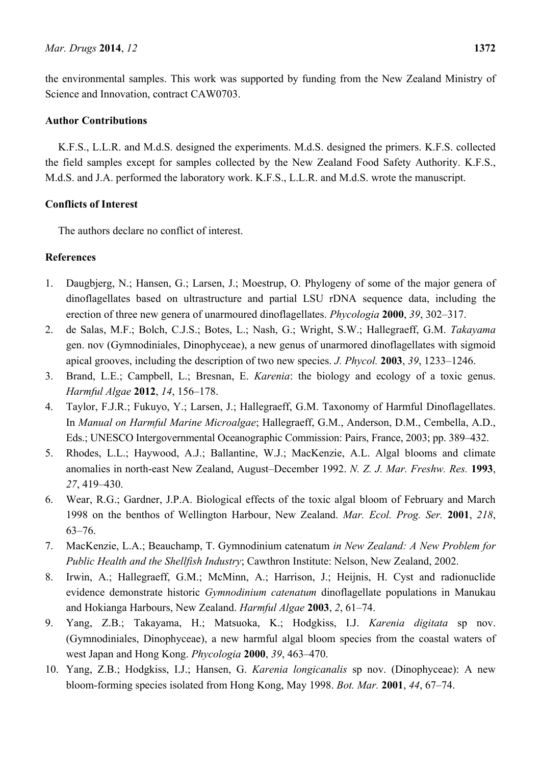the environmental samples. This work was supported by funding from the New Zealand Ministry of Science and Innovation, contract CAW0703.

## Author Contributions

K.F.S., L.L.R. and M.d.S. designed the experiments. M.d.S. designed the primers. K.F.S. collected the field samples except for samples collected by the New Zealand Food Safety Authority. K.F.S., M.d.S. and J.A. performed the laboratory work. K.F.S., L.L.R. and M.d.S. wrote the manuscript.

## Conflicts of Interest

The authors declare no conflict of interest.

## References

1. Daugbjerg, N.; Hansen, G.; Larsen, J.; Moestrup, O. Phylogeny of some of the major genera of dinoflagellates based on ultrastructure and partial LSU rDNA sequence data, including the erection of three new genera of unarmoured dinoflagellates. *Phycologia* **2000**, *39*, 302–317.
2. de Salas, M.F.; Bolch, C.J.S.; Botes, L.; Nash, G.; Wright, S.W.; Hallegraeff, G.M. *Takayama* gen. nov (Gymnodiniales, Dinophyceae), a new genus of unarmored dinoflagellates with sigmoid apical grooves, including the description of two new species. *J. Phycol.* **2003**, *39*, 1233–1246.
3. Brand, L.E.; Campbell, L.; Bresnan, E. *Karenia*: the biology and ecology of a toxic genus. *Harmful Algae* **2012**, *14*, 156–178.
4. Taylor, F.J.R.; Fukuyo, Y.; Larsen, J.; Hallegraeff, G.M. Taxonomy of Harmful Dinoflagellates. In *Manual on Harmful Marine Microalgae*; Hallegraeff, G.M., Anderson, D.M., Cembella, A.D., Eds.; UNESCO Intergovernmental Oceanographic Commission: Pairs, France, 2003; pp. 389–432.
5. Rhodes, L.L.; Haywood, A.J.; Ballantine, W.J.; MacKenzie, A.L. Algal blooms and climate anomalies in north-east New Zealand, August–December 1992. *N. Z. J. Mar. Freshw. Res.* **1993**, *27*, 419–430.
6. Wear, R.G.; Gardner, J.P.A. Biological effects of the toxic algal bloom of February and March 1998 on the benthos of Wellington Harbour, New Zealand. *Mar. Ecol. Prog. Ser.* **2001**, *218*, 63–76.
7. MacKenzie, L.A.; Beauchamp, T. Gymnodinium catenatum *in New Zealand: A New Problem for Public Health and the Shellfish Industry*; Cawthron Institute: Nelson, New Zealand, 2002.
8. Irwin, A.; Hallegraeff, G.M.; McMinn, A.; Harrison, J.; Heijnis, H. Cyst and radionuclide evidence demonstrate historic *Gymnodinium catenatum* dinoflagellate populations in Manukau and Hokianga Harbours, New Zealand. *Harmful Algae* **2003**, *2*, 61–74.
9. Yang, Z.B.; Takayama, H.; Matsuoka, K.; Hodgkiss, I.J. *Karenia digitata* sp nov. (Gymnodiniales, Dinophyceae), a new harmful algal bloom species from the coastal waters of west Japan and Hong Kong. *Phycologia* **2000**, *39*, 463–470.
10. Yang, Z.B.; Hodgkiss, I.J.; Hansen, G. *Karenia longicanalis* sp nov. (Dinophyceae): A new bloom-forming species isolated from Hong Kong, May 1998. *Bot. Mar.* **2001**, *44*, 67–74.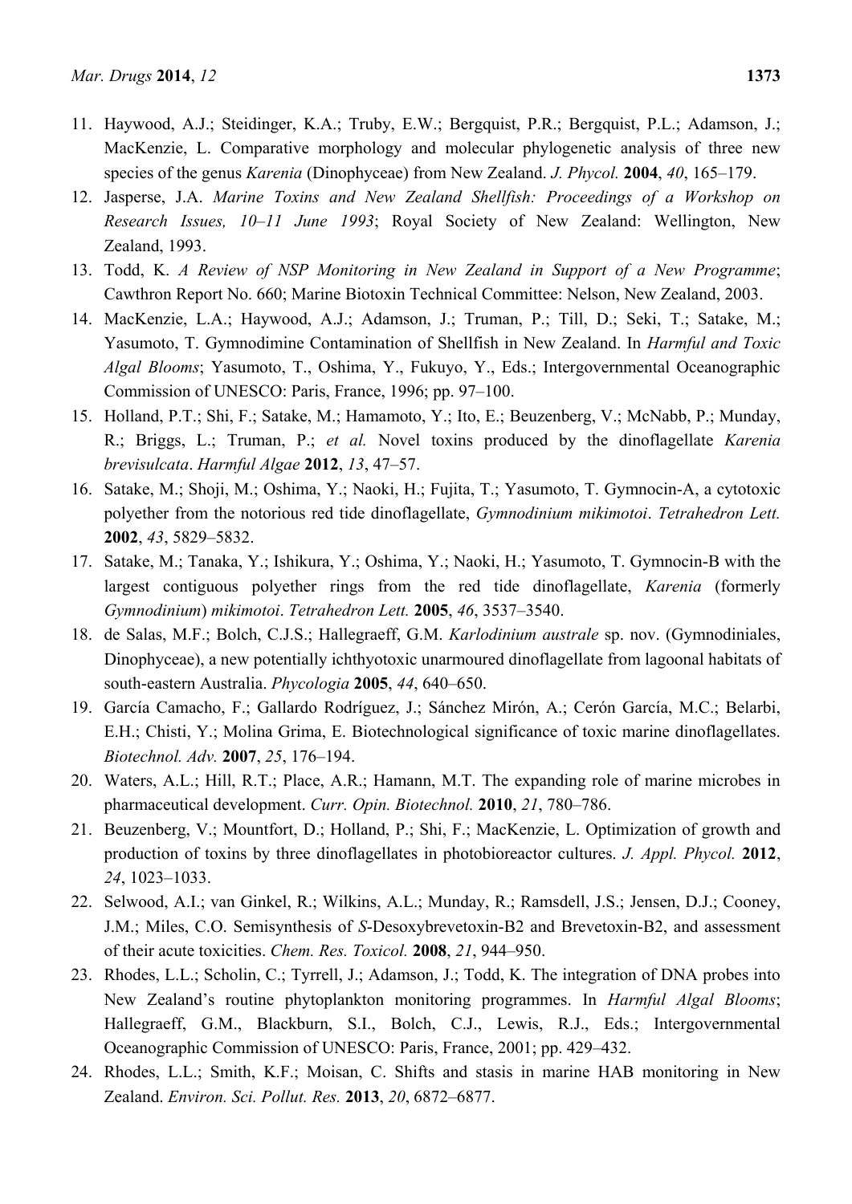11. Haywood, A.J.; Steidinger, K.A.; Truby, E.W.; Bergquist, P.R.; Bergquist, P.L.; Adamson, J.; MacKenzie, L. Comparative morphology and molecular phylogenetic analysis of three new species of the genus *Karenia* (Dinophyceae) from New Zealand. *J. Phycol.* **2004**, *40*, 165–179.
12. Jasperse, J.A. *Marine Toxins and New Zealand Shellfish: Proceedings of a Workshop on Research Issues, 10–11 June 1993*; Royal Society of New Zealand: Wellington, New Zealand, 1993.
13. Todd, K. *A Review of NSP Monitoring in New Zealand in Support of a New Programme*; Cawthron Report No. 660; Marine Biotoxin Technical Committee: Nelson, New Zealand, 2003.
14. MacKenzie, L.A.; Haywood, A.J.; Adamson, J.; Truman, P.; Till, D.; Seki, T.; Satake, M.; Yasumoto, T. Gymnodimine Contamination of Shellfish in New Zealand. In *Harmful and Toxic Algal Blooms*; Yasumoto, T., Oshima, Y., Fukuyo, Y., Eds.; Intergovernmental Oceanographic Commission of UNESCO: Paris, France, 1996; pp. 97–100.
15. Holland, P.T.; Shi, F.; Satake, M.; Hamamoto, Y.; Ito, E.; Beuzenberg, V.; McNabb, P.; Munday, R.; Briggs, L.; Truman, P.; *et al.* Novel toxins produced by the dinoflagellate *Karenia brevisulcata*. *Harmful Algae* **2012**, *13*, 47–57.
16. Satake, M.; Shoji, M.; Oshima, Y.; Naoki, H.; Fujita, T.; Yasumoto, T. Gymnocin-A, a cytotoxic polyether from the notorious red tide dinoflagellate, *Gymnodinium mikimotoi*. *Tetrahedron Lett.* **2002**, *43*, 5829–5832.
17. Satake, M.; Tanaka, Y.; Ishikura, Y.; Oshima, Y.; Naoki, H.; Yasumoto, T. Gymnocin-B with the largest contiguous polyether rings from the red tide dinoflagellate, *Karenia* (formerly *Gymnodinium*) *mikimotoi*. *Tetrahedron Lett.* **2005**, *46*, 3537–3540.
18. de Salas, M.F.; Bolch, C.J.S.; Hallegraeff, G.M. *Karlodinium australe* sp. nov. (Gymnodiniales, Dinophyceae), a new potentially ichthyotoxic unarmoured dinoflagellate from lagoonal habitats of south-eastern Australia. *Phycologia* **2005**, *44*, 640–650.
19. García Camacho, F.; Gallardo Rodríguez, J.; Sánchez Mirón, A.; Cerón García, M.C.; Belarbi, E.H.; Chisti, Y.; Molina Grima, E. Biotechnological significance of toxic marine dinoflagellates. *Biotechnol. Adv.* **2007**, *25*, 176–194.
20. Waters, A.L.; Hill, R.T.; Place, A.R.; Hamann, M.T. The expanding role of marine microbes in pharmaceutical development. *Curr. Opin. Biotechnol.* **2010**, *21*, 780–786.
21. Beuzenberg, V.; Mountfort, D.; Holland, P.; Shi, F.; MacKenzie, L. Optimization of growth and production of toxins by three dinoflagellates in photobioreactor cultures. *J. Appl. Phycol.* **2012**, *24*, 1023–1033.
22. Selwood, A.I.; van Ginkel, R.; Wilkins, A.L.; Munday, R.; Ramsdell, J.S.; Jensen, D.J.; Cooney, J.M.; Miles, C.O. Semisynthesis of *S*-Desoxybrevetoxin-B2 and Brevetoxin-B2, and assessment of their acute toxicities. *Chem. Res. Toxicol.* **2008**, *21*, 944–950.
23. Rhodes, L.L.; Scholin, C.; Tyrrell, J.; Adamson, J.; Todd, K. The integration of DNA probes into New Zealand's routine phytoplankton monitoring programmes. In *Harmful Algal Blooms*; Hallegraeff, G.M., Blackburn, S.I., Bolch, C.J., Lewis, R.J., Eds.; Intergovernmental Oceanographic Commission of UNESCO: Paris, France, 2001; pp. 429–432.
24. Rhodes, L.L.; Smith, K.F.; Moisan, C. Shifts and stasis in marine HAB monitoring in New Zealand. *Environ. Sci. Pollut. Res.* **2013**, *20*, 6872–6877.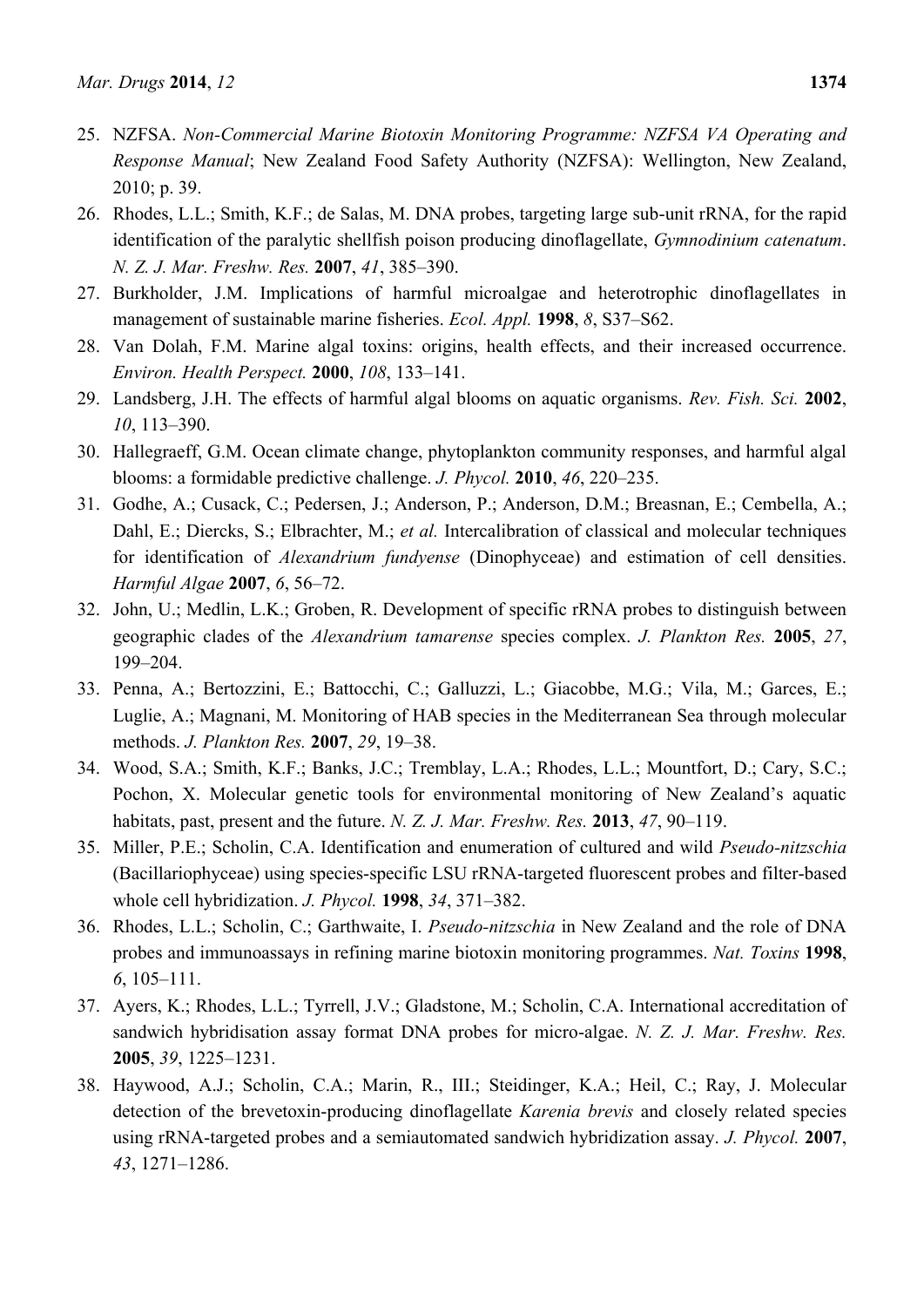25. NZFSA. *Non-Commercial Marine Biotoxin Monitoring Programme: NZFSA VA Operating and Response Manual*; New Zealand Food Safety Authority (NZFSA): Wellington, New Zealand, 2010; p. 39.
26. Rhodes, L.L.; Smith, K.F.; de Salas, M. DNA probes, targeting large sub-unit rRNA, for the rapid identification of the paralytic shellfish poison producing dinoflagellate, *Gymnodinium catenatum*. *N. Z. J. Mar. Freshw. Res.* **2007**, *41*, 385–390.
27. Burkholder, J.M. Implications of harmful microalgae and heterotrophic dinoflagellates in management of sustainable marine fisheries. *Ecol. Appl.* **1998**, *8*, S37–S62.
28. Van Dolah, F.M. Marine algal toxins: origins, health effects, and their increased occurrence. *Environ. Health Perspect.* **2000**, *108*, 133–141.
29. Landsberg, J.H. The effects of harmful algal blooms on aquatic organisms. *Rev. Fish. Sci.* **2002**, *10*, 113–390.
30. Hallegraeff, G.M. Ocean climate change, phytoplankton community responses, and harmful algal blooms: a formidable predictive challenge. *J. Phycol.* **2010**, *46*, 220–235.
31. Godhe, A.; Cusack, C.; Pedersen, J.; Anderson, P.; Anderson, D.M.; Breasnan, E.; Cembella, A.; Dahl, E.; Diercks, S.; Elbrachter, M.; *et al.* Intercalibration of classical and molecular techniques for identification of *Alexandrium fundyense* (Dinophyceae) and estimation of cell densities. *Harmful Algae* **2007**, *6*, 56–72.
32. John, U.; Medlin, L.K.; Groben, R. Development of specific rRNA probes to distinguish between geographic clades of the *Alexandrium tamarense* species complex. *J. Plankton Res.* **2005**, *27*, 199–204.
33. Penna, A.; Bertozzini, E.; Battocchi, C.; Galluzzi, L.; Giacobbe, M.G.; Vila, M.; Garces, E.; Luglie, A.; Magnani, M. Monitoring of HAB species in the Mediterranean Sea through molecular methods. *J. Plankton Res.* **2007**, *29*, 19–38.
34. Wood, S.A.; Smith, K.F.; Banks, J.C.; Tremblay, L.A.; Rhodes, L.L.; Mountfort, D.; Cary, S.C.; Pochon, X. Molecular genetic tools for environmental monitoring of New Zealand's aquatic habitats, past, present and the future. *N. Z. J. Mar. Freshw. Res.* **2013**, *47*, 90–119.
35. Miller, P.E.; Scholin, C.A. Identification and enumeration of cultured and wild *Pseudo-nitzschia* (Bacillariophyceae) using species-specific LSU rRNA-targeted fluorescent probes and filter-based whole cell hybridization. *J. Phycol.* **1998**, *34*, 371–382.
36. Rhodes, L.L.; Scholin, C.; Garthwaite, I. *Pseudo-nitzschia* in New Zealand and the role of DNA probes and immunoassays in refining marine biotoxin monitoring programmes. *Nat. Toxins* **1998**, *6*, 105–111.
37. Ayers, K.; Rhodes, L.L.; Tyrrell, J.V.; Gladstone, M.; Scholin, C.A. International accreditation of sandwich hybridisation assay format DNA probes for micro-algae. *N. Z. J. Mar. Freshw. Res.* **2005**, *39*, 1225–1231.
38. Haywood, A.J.; Scholin, C.A.; Marin, R., III.; Steidinger, K.A.; Heil, C.; Ray, J. Molecular detection of the brevetoxin-producing dinoflagellate *Karenia brevis* and closely related species using rRNA-targeted probes and a semiautomated sandwich hybridization assay. *J. Phycol.* **2007**, *43*, 1271–1286.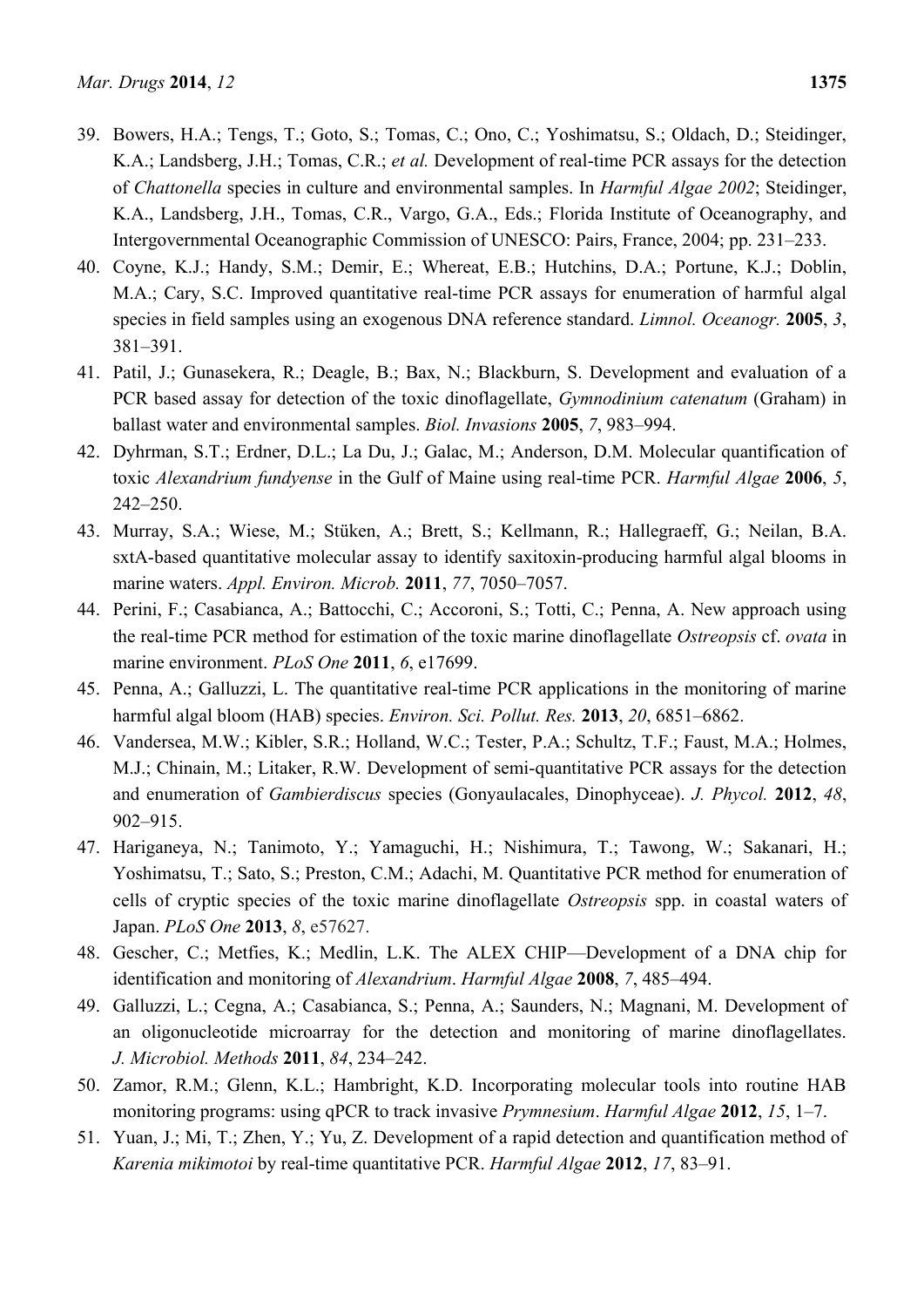39. Bowers, H.A.; Tengs, T.; Goto, S.; Tomas, C.; Ono, C.; Yoshimatsu, S.; Oldach, D.; Steidinger, K.A.; Landsberg, J.H.; Tomas, C.R.; *et al.* Development of real-time PCR assays for the detection of *Chattonella* species in culture and environmental samples. In *Harmful Algae 2002*; Steidinger, K.A., Landsberg, J.H., Tomas, C.R., Vargo, G.A., Eds.; Florida Institute of Oceanography, and Intergovernmental Oceanographic Commission of UNESCO: Pairs, France, 2004; pp. 231–233.
40. Coyne, K.J.; Handy, S.M.; Demir, E.; Whereat, E.B.; Hutchins, D.A.; Portune, K.J.; Doblin, M.A.; Cary, S.C. Improved quantitative real-time PCR assays for enumeration of harmful algal species in field samples using an exogenous DNA reference standard. *Limnol. Oceanogr.* **2005**, *3*, 381–391.
41. Patil, J.; Gunasekera, R.; Deagle, B.; Bax, N.; Blackburn, S. Development and evaluation of a PCR based assay for detection of the toxic dinoflagellate, *Gymnodinium catenatum* (Graham) in ballast water and environmental samples. *Biol. Invasions* **2005**, *7*, 983–994.
42. Dyhrman, S.T.; Erdner, D.L.; La Du, J.; Galac, M.; Anderson, D.M. Molecular quantification of toxic *Alexandrium fundyense* in the Gulf of Maine using real-time PCR. *Harmful Algae* **2006**, *5*, 242–250.
43. Murray, S.A.; Wiese, M.; Stüken, A.; Brett, S.; Kellmann, R.; Hallegraeff, G.; Neilan, B.A. sxtA-based quantitative molecular assay to identify saxitoxin-producing harmful algal blooms in marine waters. *Appl. Environ. Microb.* **2011**, *77*, 7050–7057.
44. Perini, F.; Casabianca, A.; Battocchi, C.; Accoroni, S.; Totti, C.; Penna, A. New approach using the real-time PCR method for estimation of the toxic marine dinoflagellate *Ostreopsis* cf. *ovata* in marine environment. *PLoS One* **2011**, *6*, e17699.
45. Penna, A.; Galluzzi, L. The quantitative real-time PCR applications in the monitoring of marine harmful algal bloom (HAB) species. *Environ. Sci. Pollut. Res.* **2013**, *20*, 6851–6862.
46. Vandersea, M.W.; Kibler, S.R.; Holland, W.C.; Tester, P.A.; Schultz, T.F.; Faust, M.A.; Holmes, M.J.; Chinain, M.; Litaker, R.W. Development of semi-quantitative PCR assays for the detection and enumeration of *Gambierdiscus* species (Gonyaulacales, Dinophyceae). *J. Phycol.* **2012**, *48*, 902–915.
47. Hariganeya, N.; Tanimoto, Y.; Yamaguchi, H.; Nishimura, T.; Tawong, W.; Sakanari, H.; Yoshimatsu, T.; Sato, S.; Preston, C.M.; Adachi, M. Quantitative PCR method for enumeration of cells of cryptic species of the toxic marine dinoflagellate *Ostreopsis* spp. in coastal waters of Japan. *PLoS One* **2013**, *8*, e57627.
48. Gescher, C.; Metfies, K.; Medlin, L.K. The ALEX CHIP—Development of a DNA chip for identification and monitoring of *Alexandrium*. *Harmful Algae* **2008**, *7*, 485–494.
49. Galluzzi, L.; Cegna, A.; Casabianca, S.; Penna, A.; Saunders, N.; Magnani, M. Development of an oligonucleotide microarray for the detection and monitoring of marine dinoflagellates. *J. Microbiol. Methods* **2011**, *84*, 234–242.
50. Zamor, R.M.; Glenn, K.L.; Hambright, K.D. Incorporating molecular tools into routine HAB monitoring programs: using qPCR to track invasive *Prymnesium*. *Harmful Algae* **2012**, *15*, 1–7.
51. Yuan, J.; Mi, T.; Zhen, Y.; Yu, Z. Development of a rapid detection and quantification method of *Karenia mikimotoi* by real-time quantitative PCR. *Harmful Algae* **2012**, *17*, 83–91.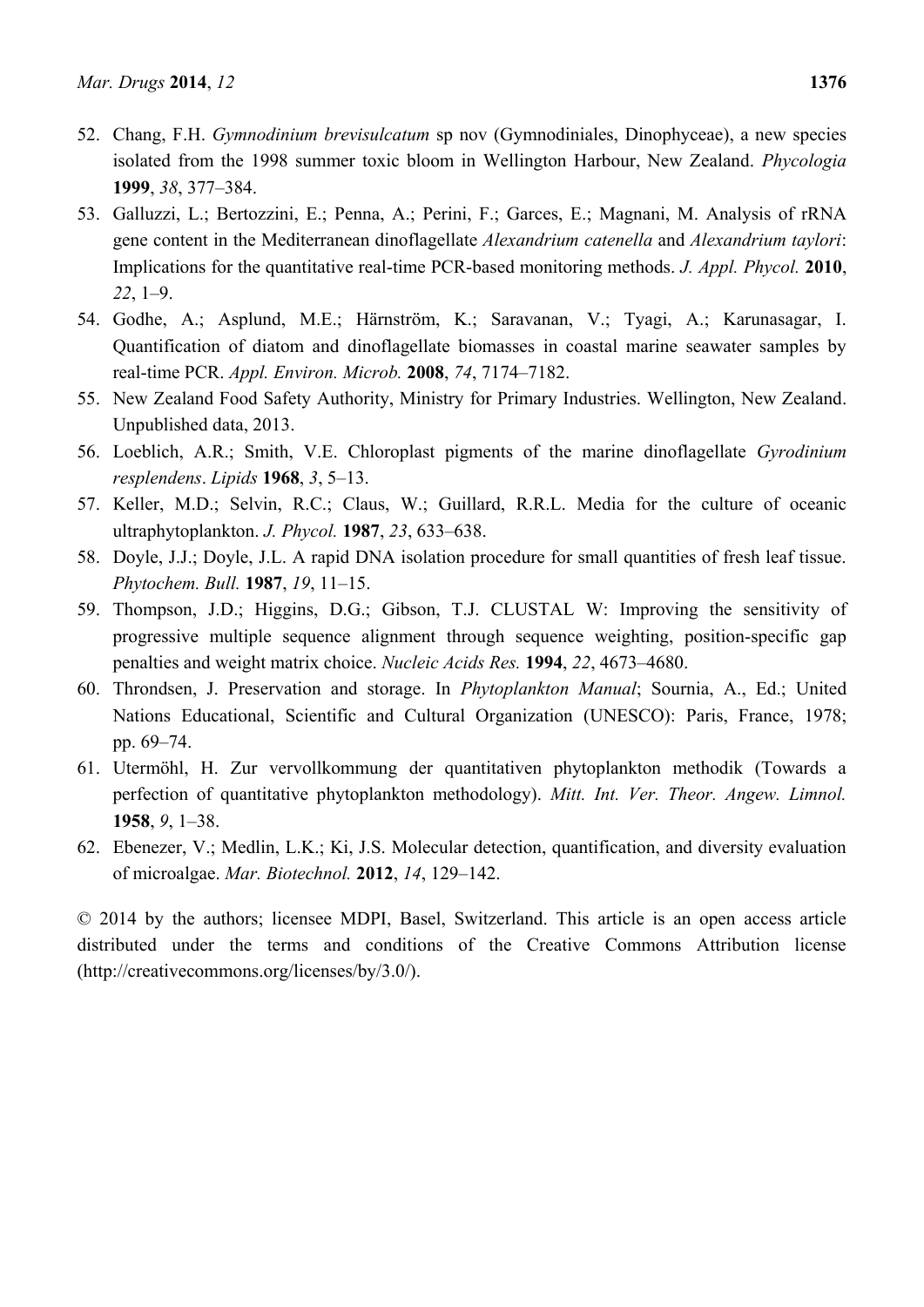52. Chang, F.H. *Gymnodinium brevisulcatum* sp nov (Gymnodiniales, Dinophyceae), a new species isolated from the 1998 summer toxic bloom in Wellington Harbour, New Zealand. *Phycologia* **1999**, *38*, 377–384.
53. Galluzzi, L.; Bertozzini, E.; Penna, A.; Perini, F.; Garces, E.; Magnani, M. Analysis of rRNA gene content in the Mediterranean dinoflagellate *Alexandrium catenella* and *Alexandrium taylori*: Implications for the quantitative real-time PCR-based monitoring methods. *J. Appl. Phycol.* **2010**, *22*, 1–9.
54. Godhe, A.; Asplund, M.E.; Härnström, K.; Saravanan, V.; Tyagi, A.; Karunasagar, I. Quantification of diatom and dinoflagellate biomasses in coastal marine seawater samples by real-time PCR. *Appl. Environ. Microb.* **2008**, *74*, 7174–7182.
55. New Zealand Food Safety Authority, Ministry for Primary Industries. Wellington, New Zealand. Unpublished data, 2013.
56. Loeblich, A.R.; Smith, V.E. Chloroplast pigments of the marine dinoflagellate *Gyrodinium resplendens*. *Lipids* **1968**, *3*, 5–13.
57. Keller, M.D.; Selvin, R.C.; Claus, W.; Guillard, R.R.L. Media for the culture of oceanic ultraphytoplankton. *J. Phycol.* **1987**, *23*, 633–638.
58. Doyle, J.J.; Doyle, J.L. A rapid DNA isolation procedure for small quantities of fresh leaf tissue. *Phytochem. Bull.* **1987**, *19*, 11–15.
59. Thompson, J.D.; Higgins, D.G.; Gibson, T.J. CLUSTAL W: Improving the sensitivity of progressive multiple sequence alignment through sequence weighting, position-specific gap penalties and weight matrix choice. *Nucleic Acids Res.* **1994**, *22*, 4673–4680.
60. Throndsen, J. Preservation and storage. In *Phytoplankton Manual*; Sournia, A., Ed.; United Nations Educational, Scientific and Cultural Organization (UNESCO): Paris, France, 1978; pp. 69–74.
61. Utermöhl, H. Zur vervollkommung der quantitativen phytoplankton methodik (Towards a perfection of quantitative phytoplankton methodology). *Mitt. Int. Ver. Theor. Angew. Limnol.* **1958**, *9*, 1–38.
62. Ebenezer, V.; Medlin, L.K.; Ki, J.S. Molecular detection, quantification, and diversity evaluation of microalgae. *Mar. Biotechnol.* **2012**, *14*, 129–142.

© 2014 by the authors; licensee MDPI, Basel, Switzerland. This article is an open access article distributed under the terms and conditions of the Creative Commons Attribution license (http://creativecommons.org/licenses/by/3.0/).